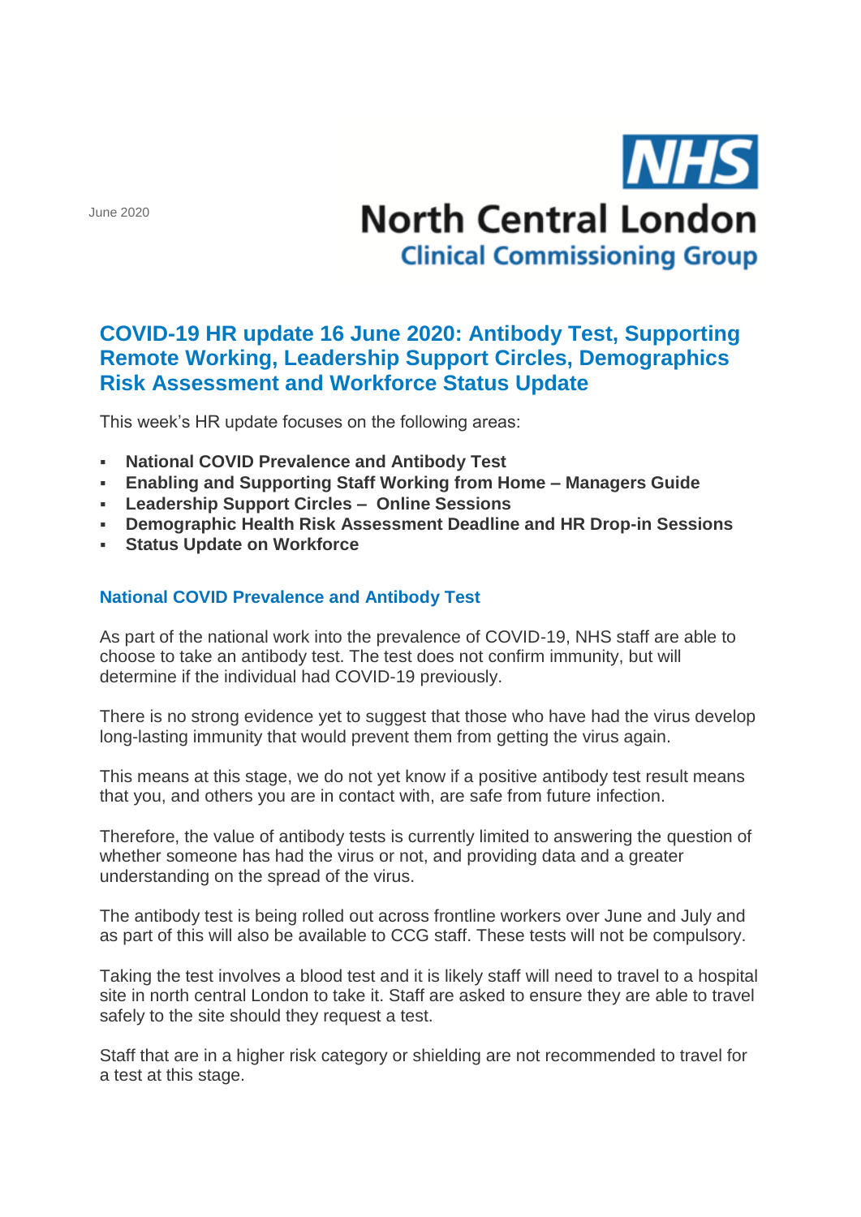June 2020

NHS
North Central London
Clinical Commissioning Group

# COVID-19 HR update 16 June 2020: Antibody Test, Supporting Remote Working, Leadership Support Circles, Demographics Risk Assessment and Workforce Status Update

This week's HR update focuses on the following areas:

- **National COVID Prevalence and Antibody Test**
- **Enabling and Supporting Staff Working from Home – Managers Guide**
- **Leadership Support Circles – Online Sessions**
- **Demographic Health Risk Assessment Deadline and HR Drop-in Sessions**
- **Status Update on Workforce**

## National COVID Prevalence and Antibody Test

As part of the national work into the prevalence of COVID-19, NHS staff are able to choose to take an antibody test. The test does not confirm immunity, but will determine if the individual had COVID-19 previously.

There is no strong evidence yet to suggest that those who have had the virus develop long-lasting immunity that would prevent them from getting the virus again.

This means at this stage, we do not yet know if a positive antibody test result means that you, and others you are in contact with, are safe from future infection.

Therefore, the value of antibody tests is currently limited to answering the question of whether someone has had the virus or not, and providing data and a greater understanding on the spread of the virus.

The antibody test is being rolled out across frontline workers over June and July and as part of this will also be available to CCG staff. These tests will not be compulsory.

Taking the test involves a blood test and it is likely staff will need to travel to a hospital site in north central London to take it. Staff are asked to ensure they are able to travel safely to the site should they request a test.

Staff that are in a higher risk category or shielding are not recommended to travel for a test at this stage.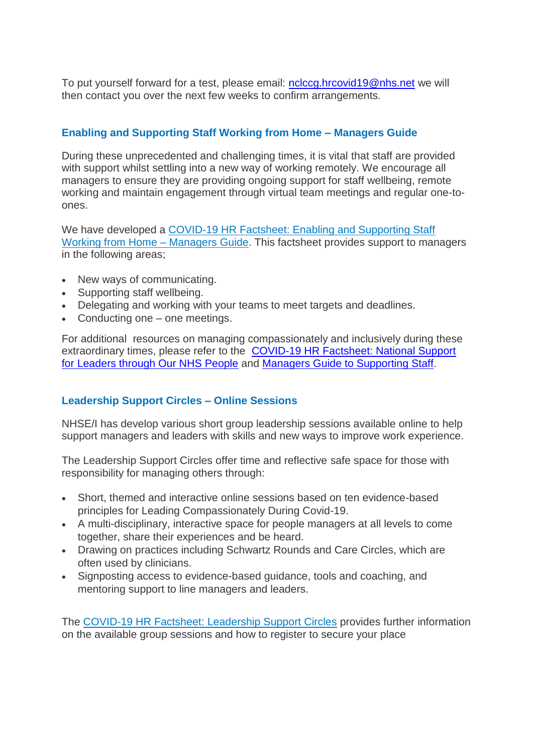To put yourself forward for a test, please email: [nclccg.hrcovid19@nhs.net](mailto:nclccg.hrcovid19@nhs.net) we will then contact you over the next few weeks to confirm arrangements.

### Enabling and Supporting Staff Working from Home – Managers Guide

During these unprecedented and challenging times, it is vital that staff are provided with support whilst settling into a new way of working remotely. We encourage all managers to ensure they are providing ongoing support for staff wellbeing, remote working and maintain engagement through virtual team meetings and regular one-to-ones.

We have developed a COVID-19 HR Factsheet: Enabling and Supporting Staff Working from Home – Managers Guide. This factsheet provides support to managers in the following areas;

- New ways of communicating.
- Supporting staff wellbeing.
- Delegating and working with your teams to meet targets and deadlines.
- Conducting one – one meetings.

For additional resources on managing compassionately and inclusively during these extraordinary times, please refer to the COVID-19 HR Factsheet: National Support for Leaders through Our NHS People and Managers Guide to Supporting Staff.

### Leadership Support Circles – Online Sessions

NHSE/I has develop various short group leadership sessions available online to help support managers and leaders with skills and new ways to improve work experience.

The Leadership Support Circles offer time and reflective safe space for those with responsibility for managing others through:

- Short, themed and interactive online sessions based on ten evidence-based principles for Leading Compassionately During Covid-19.
- A multi-disciplinary, interactive space for people managers at all levels to come together, share their experiences and be heard.
- Drawing on practices including Schwartz Rounds and Care Circles, which are often used by clinicians.
- Signposting access to evidence-based guidance, tools and coaching, and mentoring support to line managers and leaders.

The COVID-19 HR Factsheet: Leadership Support Circles provides further information on the available group sessions and how to register to secure your place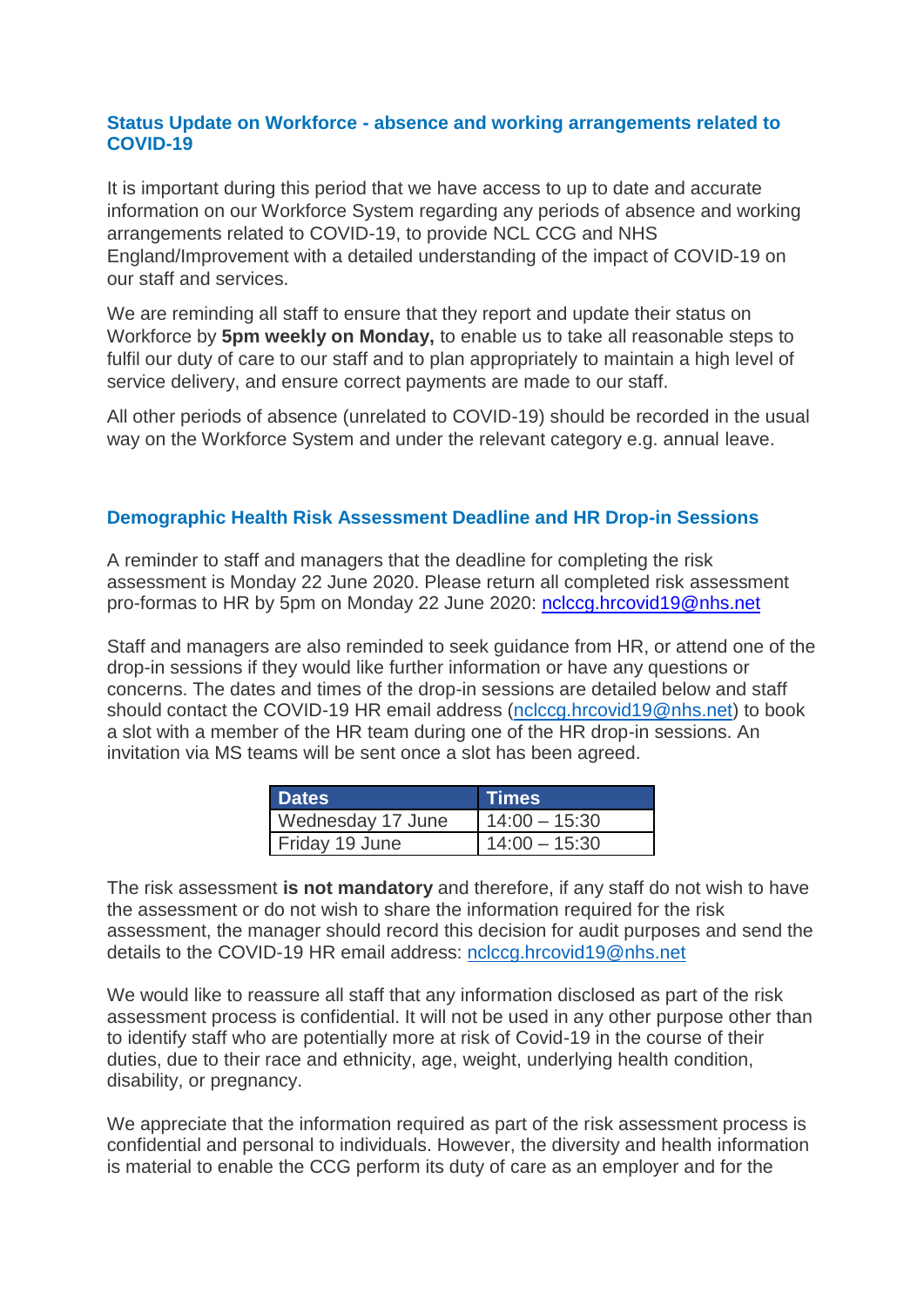### Status Update on Workforce - absence and working arrangements related to COVID-19

It is important during this period that we have access to up to date and accurate information on our Workforce System regarding any periods of absence and working arrangements related to COVID-19, to provide NCL CCG and NHS England/Improvement with a detailed understanding of the impact of COVID-19 on our staff and services.

We are reminding all staff to ensure that they report and update their status on Workforce by **5pm weekly on Monday,** to enable us to take all reasonable steps to fulfil our duty of care to our staff and to plan appropriately to maintain a high level of service delivery, and ensure correct payments are made to our staff.

All other periods of absence (unrelated to COVID-19) should be recorded in the usual way on the Workforce System and under the relevant category e.g. annual leave.

### Demographic Health Risk Assessment Deadline and HR Drop-in Sessions

A reminder to staff and managers that the deadline for completing the risk assessment is Monday 22 June 2020. Please return all completed risk assessment pro-formas to HR by 5pm on Monday 22 June 2020: nclccg.hrcovid19@nhs.net

Staff and managers are also reminded to seek guidance from HR, or attend one of the drop-in sessions if they would like further information or have any questions or concerns. The dates and times of the drop-in sessions are detailed below and staff should contact the COVID-19 HR email address (nclccg.hrcovid19@nhs.net) to book a slot with a member of the HR team during one of the HR drop-in sessions. An invitation via MS teams will be sent once a slot has been agreed.

| Dates | Times |
|---|---|
| Wednesday 17 June | 14:00 – 15:30 |
| Friday 19 June | 14:00 – 15:30 |

The risk assessment **is not mandatory** and therefore, if any staff do not wish to have the assessment or do not wish to share the information required for the risk assessment, the manager should record this decision for audit purposes and send the details to the COVID-19 HR email address: nclccg.hrcovid19@nhs.net

We would like to reassure all staff that any information disclosed as part of the risk assessment process is confidential. It will not be used in any other purpose other than to identify staff who are potentially more at risk of Covid-19 in the course of their duties, due to their race and ethnicity, age, weight, underlying health condition, disability, or pregnancy.

We appreciate that the information required as part of the risk assessment process is confidential and personal to individuals. However, the diversity and health information is material to enable the CCG perform its duty of care as an employer and for the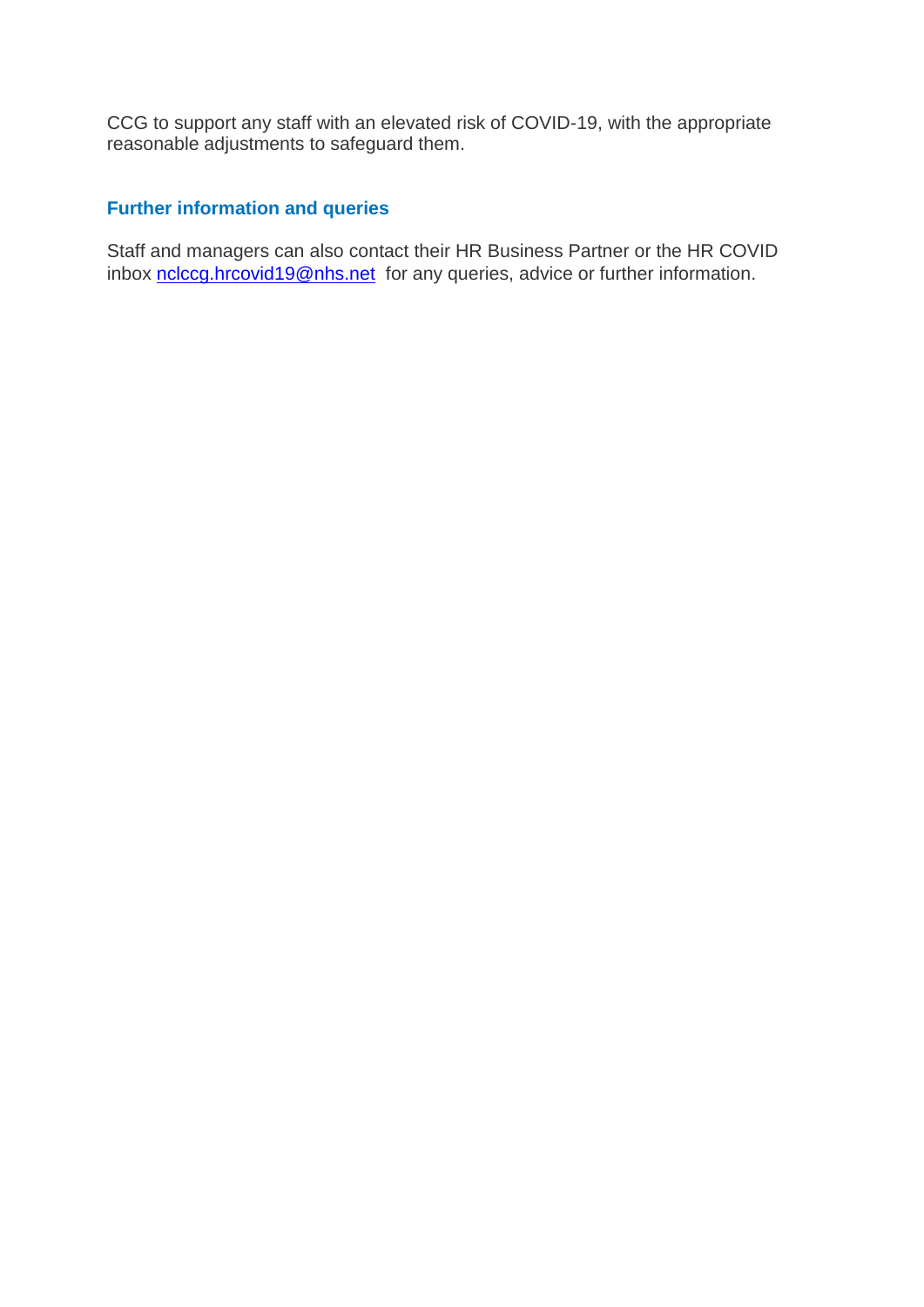CCG to support any staff with an elevated risk of COVID-19, with the appropriate reasonable adjustments to safeguard them.

## Further information and queries

Staff and managers can also contact their HR Business Partner or the HR COVID inbox nclccg.hrcovid19@nhs.net for any queries, advice or further information.